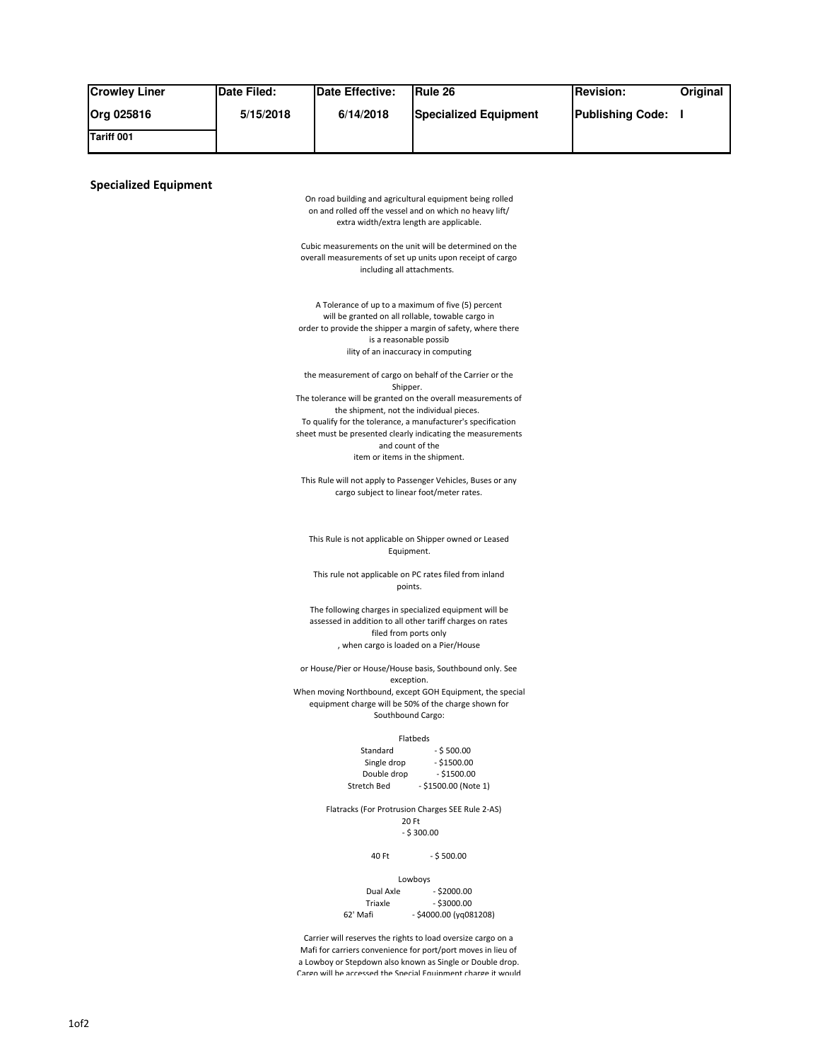| Crowley Liner | Date Filed: | Date Effective: | Rule 26 | Revision: Original |
|---|---|---|---|---|
| Org 025816 | 5/15/2018 | 6/14/2018 | Specialized Equipment | Publishing Code: I |
| Tariff 001 | | | | |

## Specialized Equipment

On road building and agricultural equipment being rolled on and rolled off the vessel and on which no heavy lift/ extra width/extra length are applicable.

Cubic measurements on the unit will be determined on the overall measurements of set up units upon receipt of cargo including all attachments.

A Tolerance of up to a maximum of five (5) percent will be granted on all rollable, towable cargo in order to provide the shipper a margin of safety, where there is a reasonable possib ility of an inaccuracy in computing

the measurement of cargo on behalf of the Carrier or the Shipper.
The tolerance will be granted on the overall measurements of the shipment, not the individual pieces.
To qualify for the tolerance, a manufacturer's specification sheet must be presented clearly indicating the measurements and count of the item or items in the shipment.

This Rule will not apply to Passenger Vehicles, Buses or any cargo subject to linear foot/meter rates.

This Rule is not applicable on Shipper owned or Leased Equipment.

This rule not applicable on PC rates filed from inland points.

The following charges in specialized equipment will be assessed in addition to all other tariff charges on rates filed from ports only , when cargo is loaded on a Pier/House

or House/Pier or House/House basis, Southbound only. See exception.
When moving Northbound, except GOH Equipment, the special equipment charge will be 50% of the charge shown for Southbound Cargo:

Flatbeds

| | |
|---|---|
| Standard | - $ 500.00 |
| Single drop | - $1500.00 |
| Double drop | - $1500.00 |
| Stretch Bed | - $1500.00 (Note 1) |

Flatracks (For Protrusion Charges SEE Rule 2-AS)

| | |
|---|---|
| 20 Ft | - $ 300.00 |
| 40 Ft | - $ 500.00 |

Lowboys

| | |
|---|---|
| Dual Axle | - $2000.00 |
| Triaxle | - $3000.00 |
| 62' Mafi | - $4000.00 (yq081208) |

Carrier will reserves the rights to load oversize cargo on a Mafi for carriers convenience for port/port moves in lieu of a Lowboy or Stepdown also known as Single or Double drop. Cargo will be accessed the Special Equipment charge it would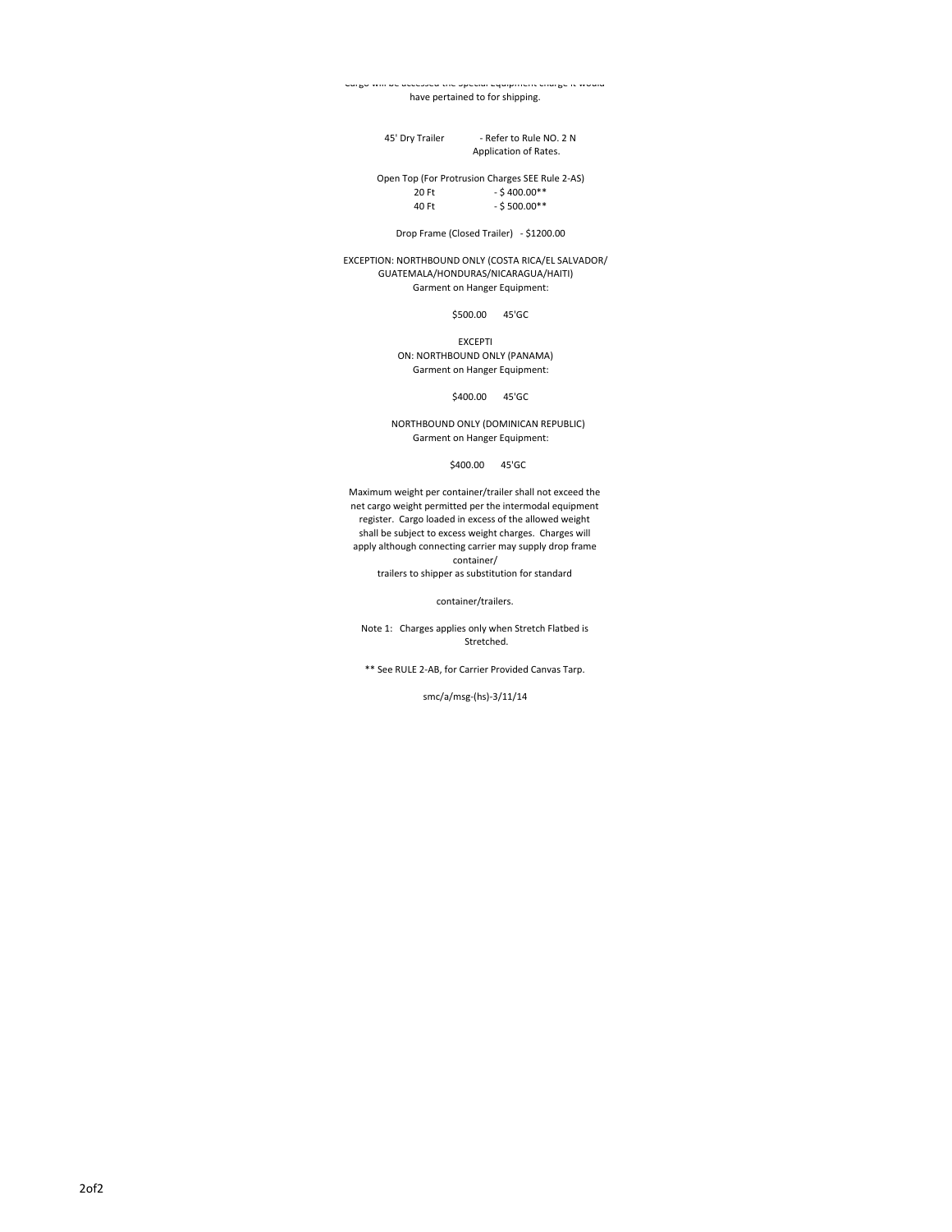Cargo will be accessed the Special Equipment charge it would have pertained to for shipping.

45' Dry Trailer - Refer to Rule NO. 2 N Application of Rates.

Open Top (For Protrusion Charges SEE Rule 2-AS)

| | |
|---|---|
| 20 Ft | - $ 400.00** |
| 40 Ft | - $ 500.00** |

Drop Frame (Closed Trailer) - $1200.00

EXCEPTION: NORTHBOUND ONLY (COSTA RICA/EL SALVADOR/ GUATEMALA/HONDURAS/NICARAGUA/HAITI)
Garment on Hanger Equipment:

$500.00 45'GC

EXCEPTI
ON: NORTHBOUND ONLY (PANAMA)
Garment on Hanger Equipment:

$400.00 45'GC

NORTHBOUND ONLY (DOMINICAN REPUBLIC)
Garment on Hanger Equipment:

$400.00 45'GC

Maximum weight per container/trailer shall not exceed the net cargo weight permitted per the intermodal equipment register. Cargo loaded in excess of the allowed weight shall be subject to excess weight charges. Charges will apply although connecting carrier may supply drop frame container/
trailers to shipper as substitution for standard

container/trailers.

Note 1: Charges applies only when Stretch Flatbed is Stretched.

** See RULE 2-AB, for Carrier Provided Canvas Tarp.

smc/a/msg-(hs)-3/11/14